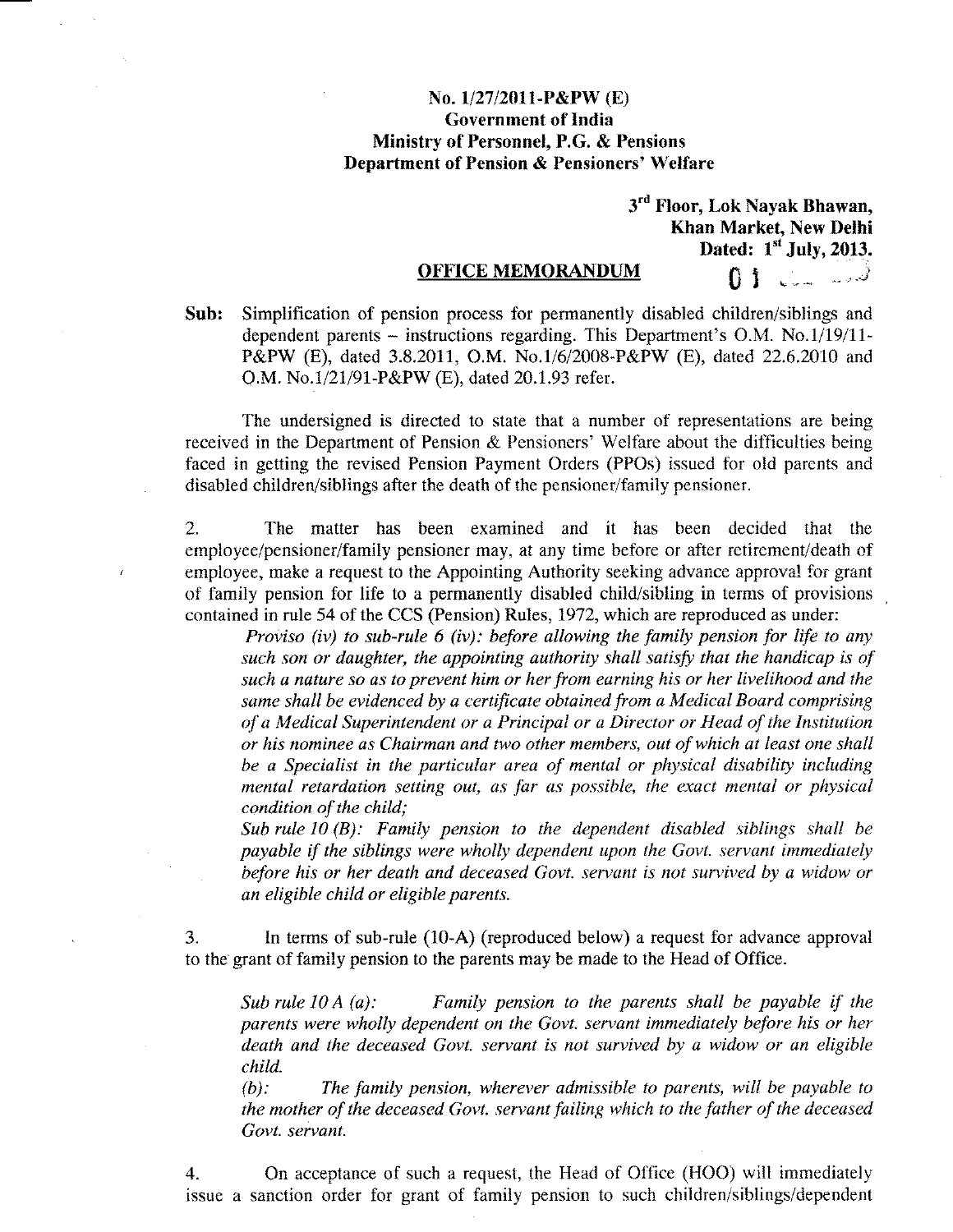**No. 1/27/2011-P&PW (E)**
**Government of India**
**Ministry of Personnel, P.G. & Pensions**
**Department of Pension & Pensioners' Welfare**

**3rd Floor, Lok Nayak Bhawan,**
**Khan Market, New Delhi**
**Dated: 1st July, 2013.**

**OFFICE MEMORANDUM**

**Sub:** Simplification of pension process for permanently disabled children/siblings and dependent parents – instructions regarding. This Department's O.M. No.1/19/11-P&PW (E), dated 3.8.2011, O.M. No.1/6/2008-P&PW (E), dated 22.6.2010 and O.M. No.1/21/91-P&PW (E), dated 20.1.93 refer.

The undersigned is directed to state that a number of representations are being received in the Department of Pension & Pensioners' Welfare about the difficulties being faced in getting the revised Pension Payment Orders (PPOs) issued for old parents and disabled children/siblings after the death of the pensioner/family pensioner.

2. The matter has been examined and it has been decided that the employee/pensioner/family pensioner may, at any time before or after retirement/death of employee, make a request to the Appointing Authority seeking advance approval for grant of family pension for life to a permanently disabled child/sibling in terms of provisions contained in rule 54 of the CCS (Pension) Rules, 1972, which are reproduced as under:

*Proviso (iv) to sub-rule 6 (iv): before allowing the family pension for life to any such son or daughter, the appointing authority shall satisfy that the handicap is of such a nature so as to prevent him or her from earning his or her livelihood and the same shall be evidenced by a certificate obtained from a Medical Board comprising of a Medical Superintendent or a Principal or a Director or Head of the Institution or his nominee as Chairman and two other members, out of which at least one shall be a Specialist in the particular area of mental or physical disability including mental retardation setting out, as far as possible, the exact mental or physical condition of the child;*

*Sub rule 10 (B): Family pension to the dependent disabled siblings shall be payable if the siblings were wholly dependent upon the Govt. servant immediately before his or her death and deceased Govt. servant is not survived by a widow or an eligible child or eligible parents.*

3. In terms of sub-rule (10-A) (reproduced below) a request for advance approval to the grant of family pension to the parents may be made to the Head of Office.

*Sub rule 10 A (a): Family pension to the parents shall be payable if the parents were wholly dependent on the Govt. servant immediately before his or her death and the deceased Govt. servant is not survived by a widow or an eligible child.*

*(b): The family pension, wherever admissible to parents, will be payable to the mother of the deceased Govt. servant failing which to the father of the deceased Govt. servant.*

4. On acceptance of such a request, the Head of Office (HOO) will immediately issue a sanction order for grant of family pension to such children/siblings/dependent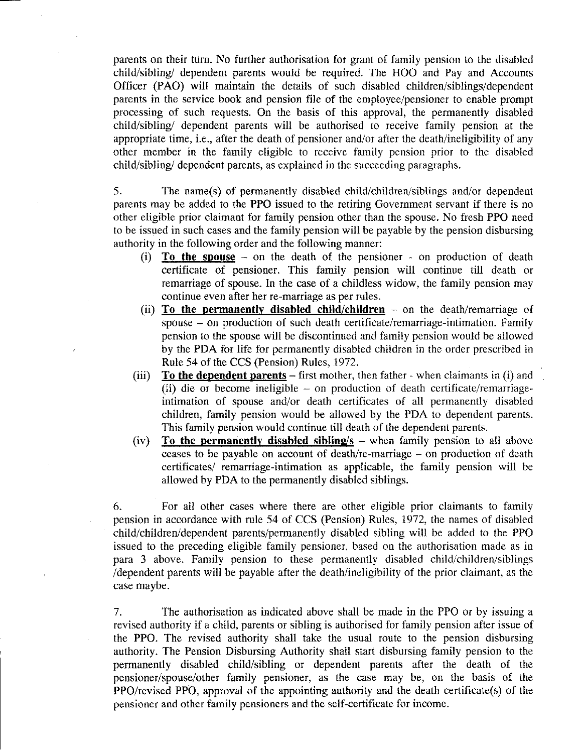parents on their turn. No further authorisation for grant of family pension to the disabled child/sibling/ dependent parents would be required. The HOO and Pay and Accounts Officer (PAO) will maintain the details of such disabled children/siblings/dependent parents in the service book and pension file of the employee/pensioner to enable prompt processing of such requests. On the basis of this approval, the permanently disabled child/sibling/ dependent parents will be authorised to receive family pension at the appropriate time, i.e., after the death of pensioner and/or after the death/ineligibility of any other member in the family eligible to receive family pension prior to the disabled child/sibling/ dependent parents, as explained in the succeeding paragraphs.

5. The name(s) of permanently disabled child/children/siblings and/or dependent parents may be added to the PPO issued to the retiring Government servant if there is no other eligible prior claimant for family pension other than the spouse. No fresh PPO need to be issued in such cases and the family pension will be payable by the pension disbursing authority in the following order and the following manner:

(i) **To the spouse** – on the death of the pensioner - on production of death certificate of pensioner. This family pension will continue till death or remarriage of spouse. In the case of a childless widow, the family pension may continue even after her re-marriage as per rules.

(ii) **To the permanently disabled child/children** – on the death/remarriage of spouse – on production of such death certificate/remarriage-intimation. Family pension to the spouse will be discontinued and family pension would be allowed by the PDA for life for permanently disabled children in the order prescribed in Rule 54 of the CCS (Pension) Rules, 1972.

(iii) **To the dependent parents** – first mother, then father - when claimants in (i) and (ii) die or become ineligible – on production of death certificate/remarriage-intimation of spouse and/or death certificates of all permanently disabled children, family pension would be allowed by the PDA to dependent parents. This family pension would continue till death of the dependent parents.

(iv) **To the permanently disabled sibling/s** – when family pension to all above ceases to be payable on account of death/re-marriage – on production of death certificates/ remarriage-intimation as applicable, the family pension will be allowed by PDA to the permanently disabled siblings.

6. For all other cases where there are other eligible prior claimants to family pension in accordance with rule 54 of CCS (Pension) Rules, 1972, the names of disabled child/children/dependent parents/permanently disabled sibling will be added to the PPO issued to the preceding eligible family pensioner, based on the authorisation made as in para 3 above. Family pension to these permanently disabled child/children/siblings /dependent parents will be payable after the death/ineligibility of the prior claimant, as the case maybe.

7. The authorisation as indicated above shall be made in the PPO or by issuing a revised authority if a child, parents or sibling is authorised for family pension after issue of the PPO. The revised authority shall take the usual route to the pension disbursing authority. The Pension Disbursing Authority shall start disbursing family pension to the permanently disabled child/sibling or dependent parents after the death of the pensioner/spouse/other family pensioner, as the case may be, on the basis of the PPO/revised PPO, approval of the appointing authority and the death certificate(s) of the pensioner and other family pensioners and the self-certificate for income.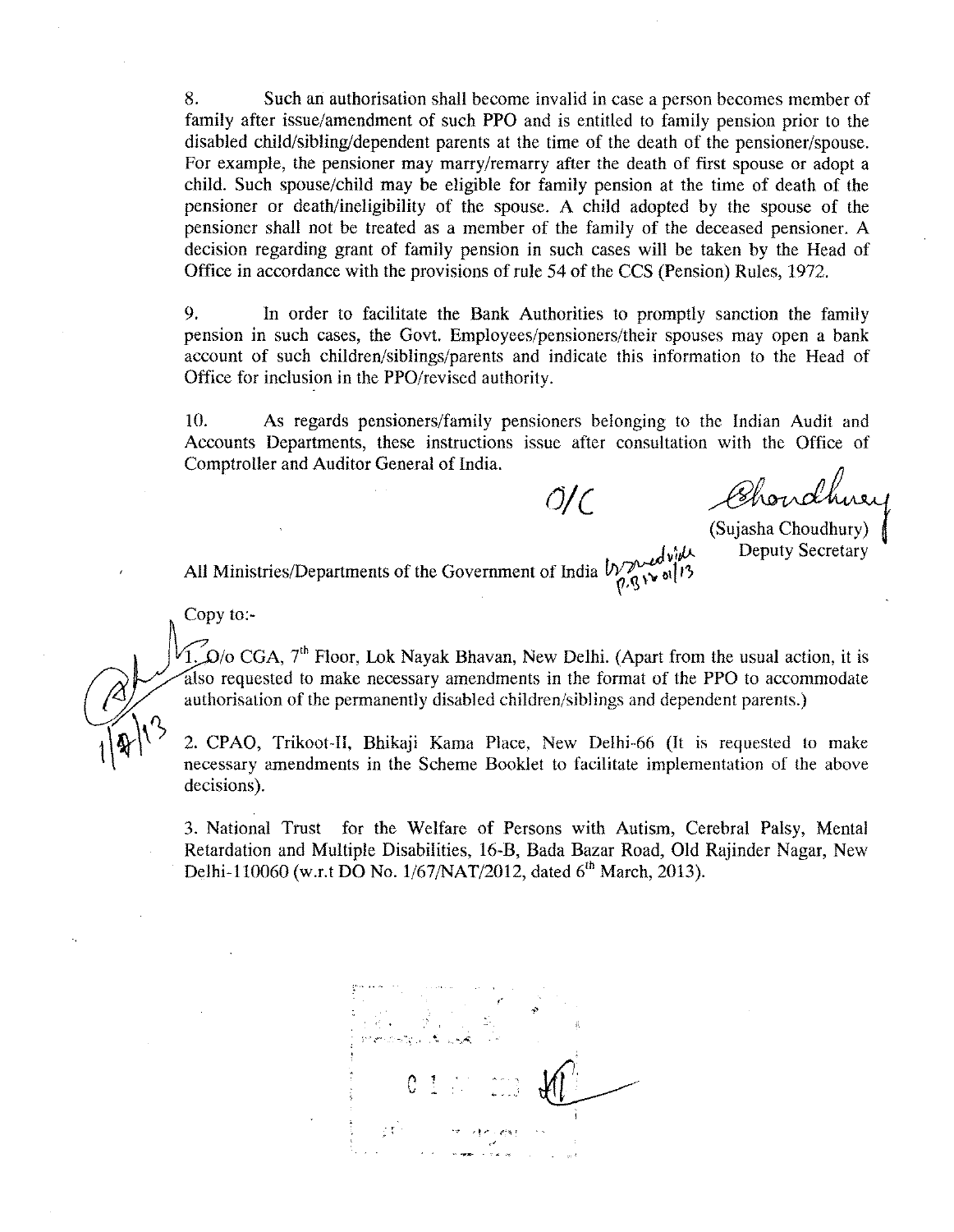8. Such an authorisation shall become invalid in case a person becomes member of family after issue/amendment of such PPO and is entitled to family pension prior to the disabled child/sibling/dependent parents at the time of the death of the pensioner/spouse. For example, the pensioner may marry/remarry after the death of first spouse or adopt a child. Such spouse/child may be eligible for family pension at the time of death of the pensioner or death/ineligibility of the spouse. A child adopted by the spouse of the pensioner shall not be treated as a member of the family of the deceased pensioner. A decision regarding grant of family pension in such cases will be taken by the Head of Office in accordance with the provisions of rule 54 of the CCS (Pension) Rules, 1972.

9. In order to facilitate the Bank Authorities to promptly sanction the family pension in such cases, the Govt. Employees/pensioners/their spouses may open a bank account of such children/siblings/parents and indicate this information to the Head of Office for inclusion in the PPO/revised authority.

10. As regards pensioners/family pensioners belonging to the Indian Audit and Accounts Departments, these instructions issue after consultation with the Office of Comptroller and Auditor General of India.

(Sujasha Choudhury)
Deputy Secretary

All Ministries/Departments of the Government of India

Copy to:-

1. O/o CGA, 7th Floor, Lok Nayak Bhavan, New Delhi. (Apart from the usual action, it is also requested to make necessary amendments in the format of the PPO to accommodate authorisation of the permanently disabled children/siblings and dependent parents.)

2. CPAO, Trikoot-II, Bhikaji Kama Place, New Delhi-66 (It is requested to make necessary amendments in the Scheme Booklet to facilitate implementation of the above decisions).

3. National Trust for the Welfare of Persons with Autism, Cerebral Palsy, Mental Retardation and Multiple Disabilities, 16-B, Bada Bazar Road, Old Rajinder Nagar, New Delhi-110060 (w.r.t DO No. 1/67/NAT/2012, dated 6th March, 2013).